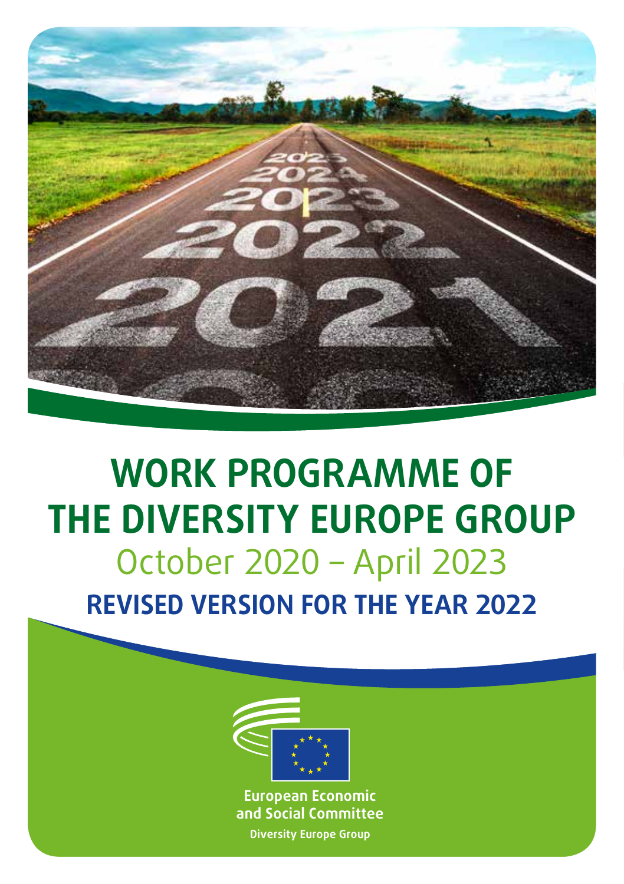# WORK PROGRAMME OF THE DIVERSITY EUROPE GROUP

## October 2020 – April 2023

## REVISED VERSION FOR THE YEAR 2022

European Economic and Social Committee

Diversity Europe Group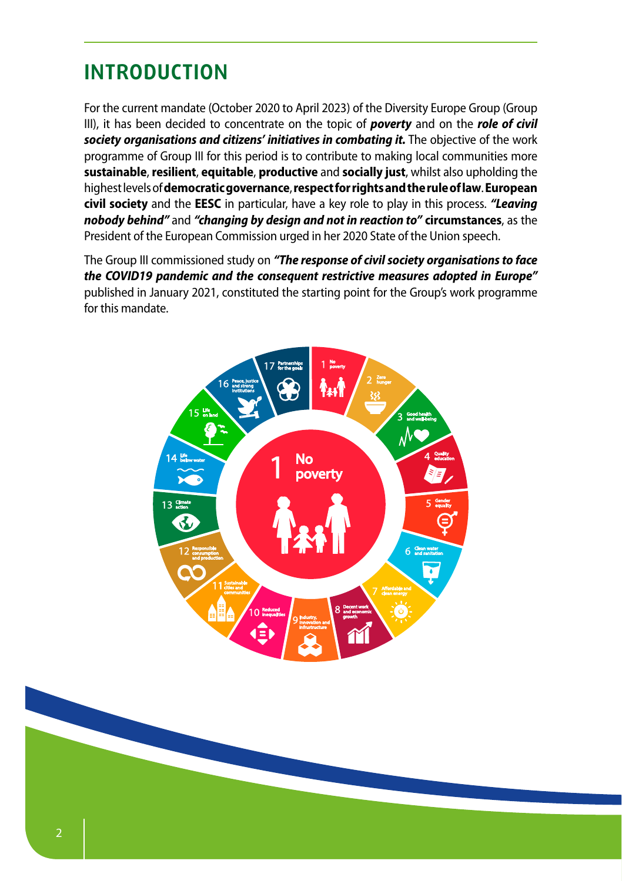# INTRODUCTION

For the current mandate (October 2020 to April 2023) of the Diversity Europe Group (Group III), it has been decided to concentrate on the topic of ***poverty*** and on the ***role of civil society organisations and citizens' initiatives in combating it.*** The objective of the work programme of Group III for this period is to contribute to making local communities more **sustainable**, **resilient**, **equitable**, **productive** and **socially just**, whilst also upholding the highest levels of **democratic governance**, **respect for rights and the rule of law**. **European civil society** and the **EESC** in particular, have a key role to play in this process. ***"Leaving nobody behind"*** and ***"changing by design and not in reaction to"*** **circumstances**, as the President of the European Commission urged in her 2020 State of the Union speech.

The Group III commissioned study on ***"The response of civil society organisations to face the COVID19 pandemic and the consequent restrictive measures adopted in Europe"*** published in January 2021, constituted the starting point for the Group's work programme for this mandate.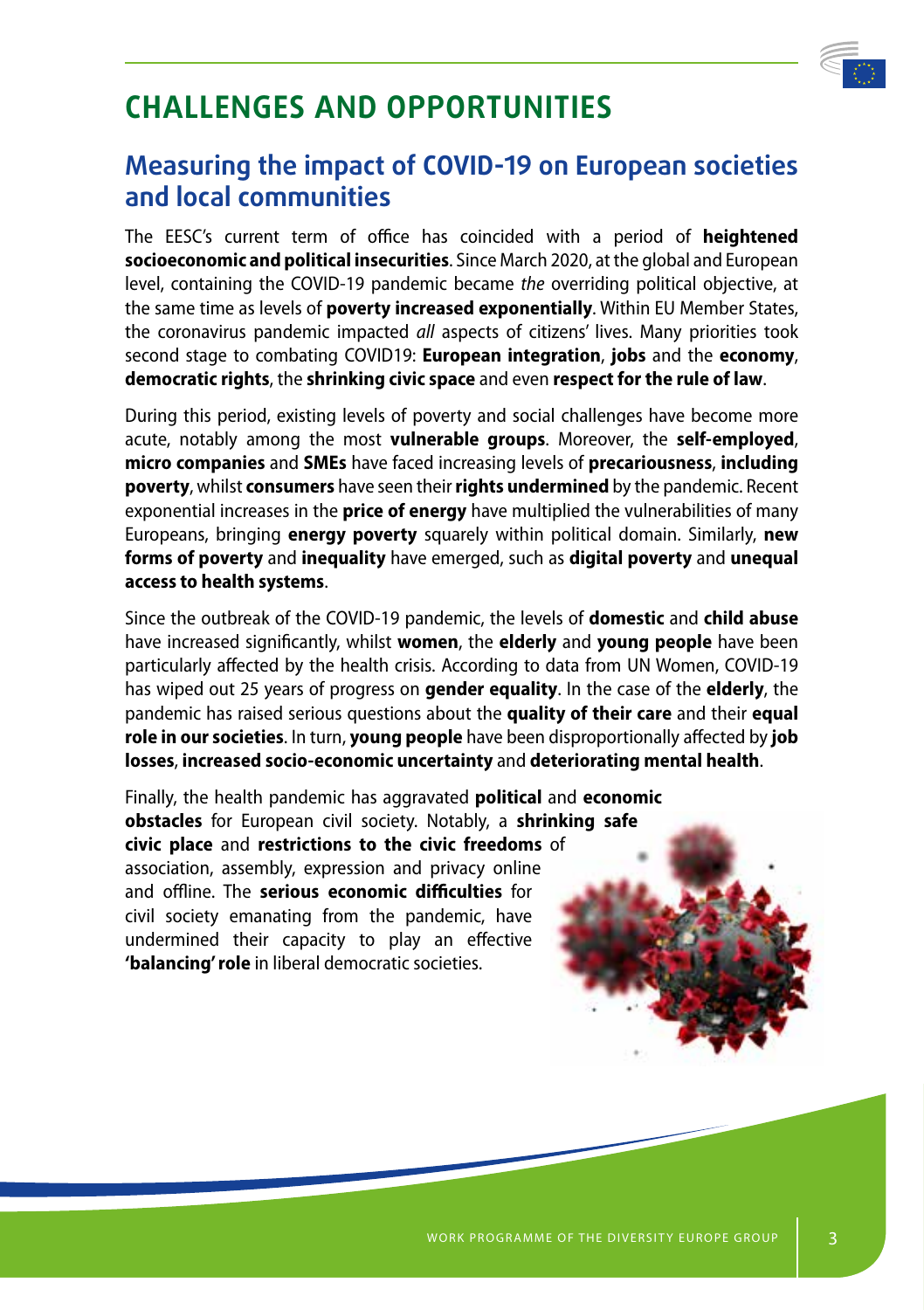# CHALLENGES AND OPPORTUNITIES

## Measuring the impact of COVID-19 on European societies and local communities

The EESC's current term of office has coincided with a period of **heightened socioeconomic and political insecurities**. Since March 2020, at the global and European level, containing the COVID-19 pandemic became *the* overriding political objective, at the same time as levels of **poverty increased exponentially**. Within EU Member States, the coronavirus pandemic impacted *all* aspects of citizens' lives. Many priorities took second stage to combating COVID19: **European integration**, **jobs** and the **economy**, **democratic rights**, the **shrinking civic space** and even **respect for the rule of law**.

During this period, existing levels of poverty and social challenges have become more acute, notably among the most **vulnerable groups**. Moreover, the **self-employed**, **micro companies** and **SMEs** have faced increasing levels of **precariousness**, **including poverty**, whilst **consumers** have seen their **rights undermined** by the pandemic. Recent exponential increases in the **price of energy** have multiplied the vulnerabilities of many Europeans, bringing **energy poverty** squarely within political domain. Similarly, **new forms of poverty** and **inequality** have emerged, such as **digital poverty** and **unequal access to health systems**.

Since the outbreak of the COVID-19 pandemic, the levels of **domestic** and **child abuse** have increased significantly, whilst **women**, the **elderly** and **young people** have been particularly affected by the health crisis. According to data from UN Women, COVID-19 has wiped out 25 years of progress on **gender equality**. In the case of the **elderly**, the pandemic has raised serious questions about the **quality of their care** and their **equal role in our societies**. In turn, **young people** have been disproportionally affected by **job losses**, **increased socio-economic uncertainty** and **deteriorating mental health**.

Finally, the health pandemic has aggravated **political** and **economic obstacles** for European civil society. Notably, a **shrinking safe civic place** and **restrictions to the civic freedoms** of association, assembly, expression and privacy online and offline. The **serious economic difficulties** for civil society emanating from the pandemic, have undermined their capacity to play an effective **'balancing' role** in liberal democratic societies.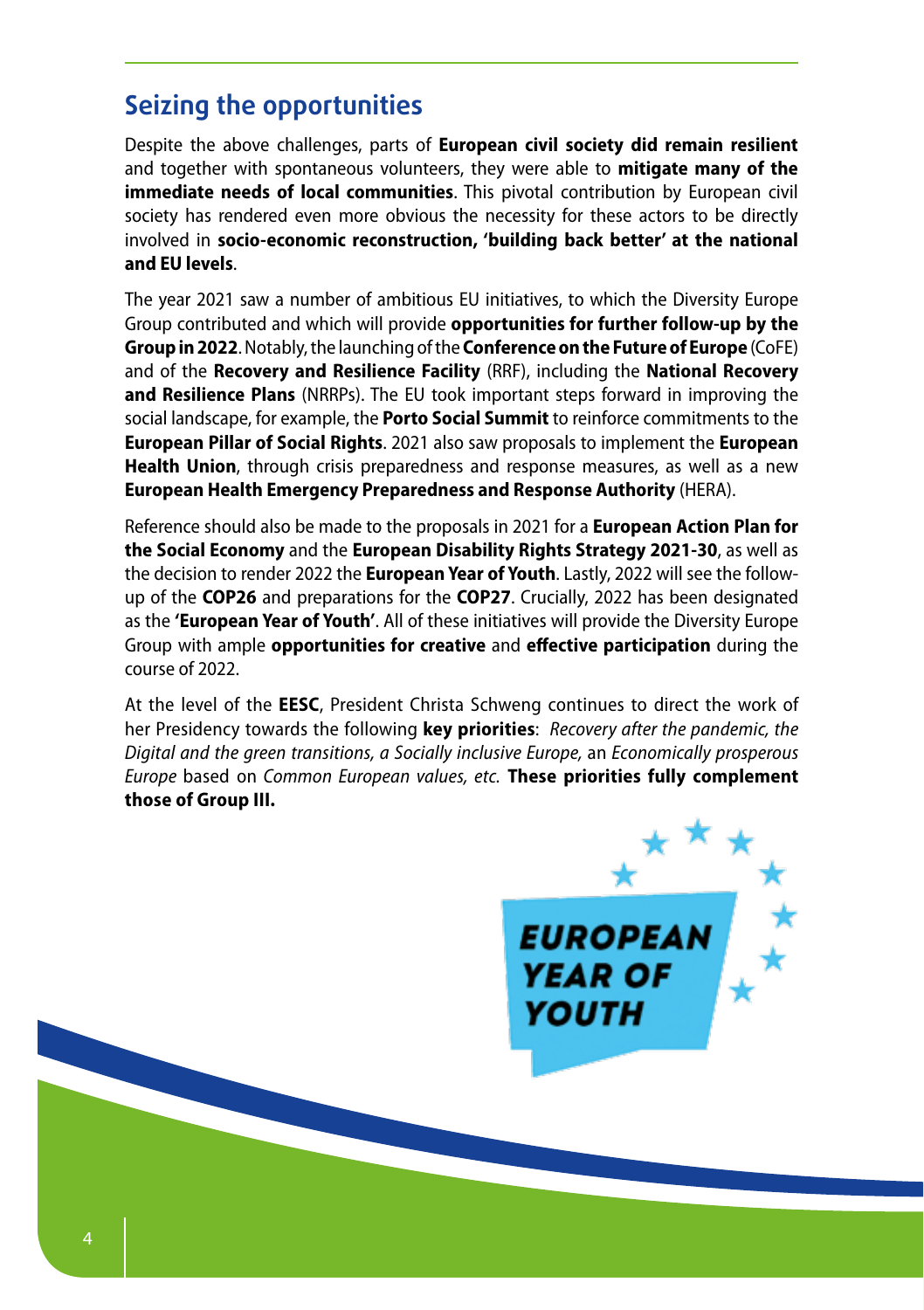## Seizing the opportunities

Despite the above challenges, parts of **European civil society did remain resilient** and together with spontaneous volunteers, they were able to **mitigate many of the immediate needs of local communities**. This pivotal contribution by European civil society has rendered even more obvious the necessity for these actors to be directly involved in **socio-economic reconstruction, 'building back better' at the national and EU levels**.

The year 2021 saw a number of ambitious EU initiatives, to which the Diversity Europe Group contributed and which will provide **opportunities for further follow-up by the Group in 2022**. Notably, the launching of the **Conference on the Future of Europe** (CoFE) and of the **Recovery and Resilience Facility** (RRF), including the **National Recovery and Resilience Plans** (NRRPs). The EU took important steps forward in improving the social landscape, for example, the **Porto Social Summit** to reinforce commitments to the **European Pillar of Social Rights**. 2021 also saw proposals to implement the **European Health Union**, through crisis preparedness and response measures, as well as a new **European Health Emergency Preparedness and Response Authority** (HERA).

Reference should also be made to the proposals in 2021 for a **European Action Plan for the Social Economy** and the **European Disability Rights Strategy 2021-30**, as well as the decision to render 2022 the **European Year of Youth**. Lastly, 2022 will see the follow-up of the **COP26** and preparations for the **COP27**. Crucially, 2022 has been designated as the **'European Year of Youth'**. All of these initiatives will provide the Diversity Europe Group with ample **opportunities for creative** and **effective participation** during the course of 2022.

At the level of the **EESC**, President Christa Schweng continues to direct the work of her Presidency towards the following **key priorities**: *Recovery after the pandemic, the Digital and the green transitions, a Socially inclusive Europe,* an *Economically prosperous Europe* based on *Common European values, etc.* **These priorities fully complement those of Group III.**

EUROPEAN YEAR OF YOUTH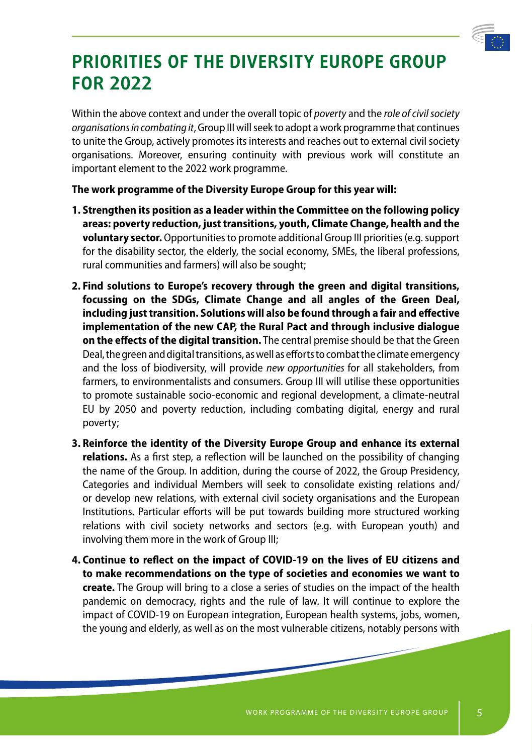# PRIORITIES OF THE DIVERSITY EUROPE GROUP FOR 2022

Within the above context and under the overall topic of *poverty* and the *role of civil society organisations in combating it*, Group III will seek to adopt a work programme that continues to unite the Group, actively promotes its interests and reaches out to external civil society organisations. Moreover, ensuring continuity with previous work will constitute an important element to the 2022 work programme.

**The work programme of the Diversity Europe Group for this year will:**

1. **Strengthen its position as a leader within the Committee on the following policy areas: poverty reduction, just transitions, youth, Climate Change, health and the voluntary sector.** Opportunities to promote additional Group III priorities (e.g. support for the disability sector, the elderly, the social economy, SMEs, the liberal professions, rural communities and farmers) will also be sought;

2. **Find solutions to Europe's recovery through the green and digital transitions, focussing on the SDGs, Climate Change and all angles of the Green Deal, including just transition. Solutions will also be found through a fair and effective implementation of the new CAP, the Rural Pact and through inclusive dialogue on the effects of the digital transition.** The central premise should be that the Green Deal, the green and digital transitions, as well as efforts to combat the climate emergency and the loss of biodiversity, will provide *new opportunities* for all stakeholders, from farmers, to environmentalists and consumers. Group III will utilise these opportunities to promote sustainable socio-economic and regional development, a climate-neutral EU by 2050 and poverty reduction, including combating digital, energy and rural poverty;

3. **Reinforce the identity of the Diversity Europe Group and enhance its external relations.** As a first step, a reflection will be launched on the possibility of changing the name of the Group. In addition, during the course of 2022, the Group Presidency, Categories and individual Members will seek to consolidate existing relations and/or develop new relations, with external civil society organisations and the European Institutions. Particular efforts will be put towards building more structured working relations with civil society networks and sectors (e.g. with European youth) and involving them more in the work of Group III;

4. **Continue to reflect on the impact of COVID-19 on the lives of EU citizens and to make recommendations on the type of societies and economies we want to create.** The Group will bring to a close a series of studies on the impact of the health pandemic on democracy, rights and the rule of law. It will continue to explore the impact of COVID-19 on European integration, European health systems, jobs, women, the young and elderly, as well as on the most vulnerable citizens, notably persons with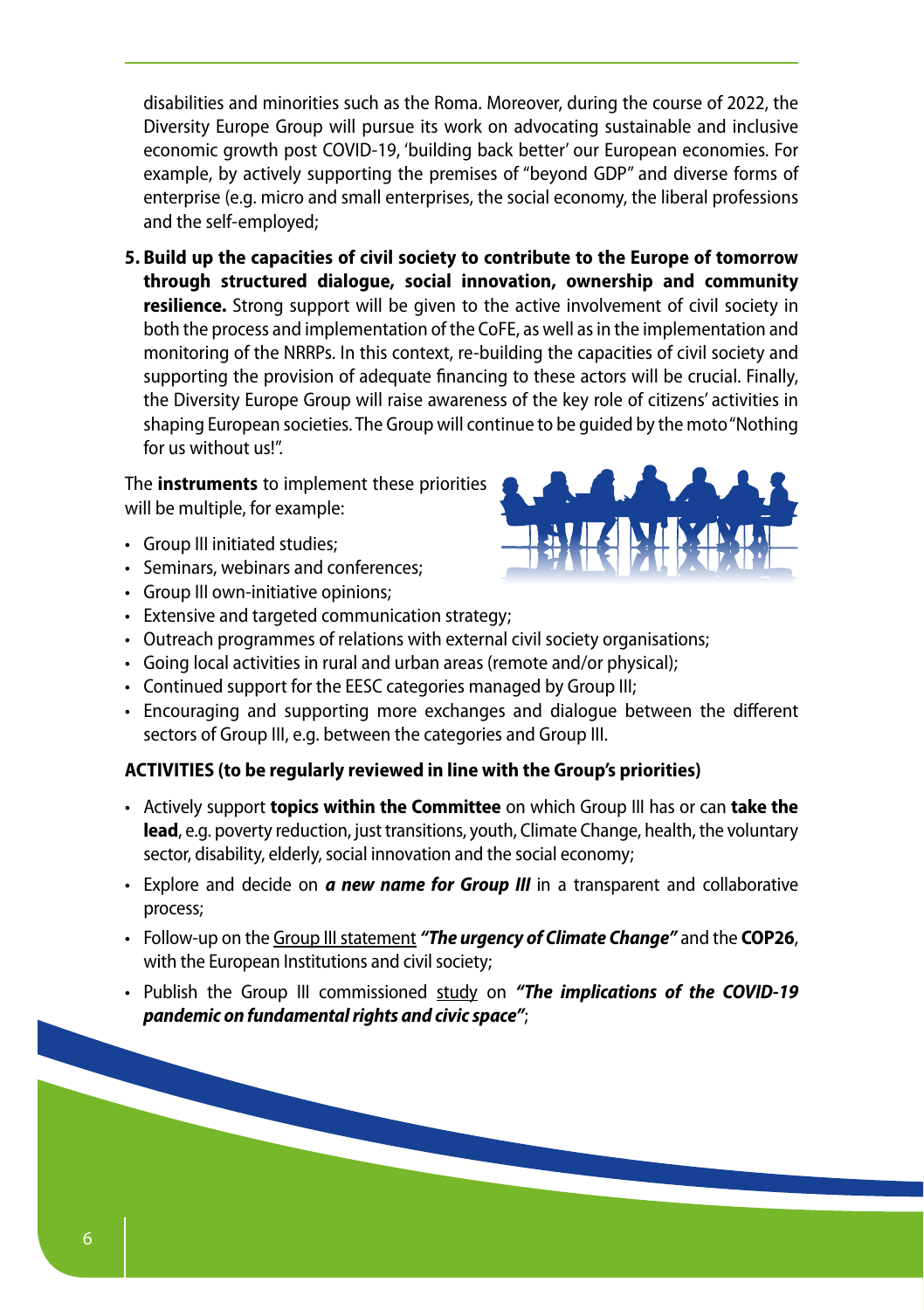disabilities and minorities such as the Roma. Moreover, during the course of 2022, the Diversity Europe Group will pursue its work on advocating sustainable and inclusive economic growth post COVID-19, 'building back better' our European economies. For example, by actively supporting the premises of "beyond GDP" and diverse forms of enterprise (e.g. micro and small enterprises, the social economy, the liberal professions and the self-employed;

5. **Build up the capacities of civil society to contribute to the Europe of tomorrow through structured dialogue, social innovation, ownership and community resilience.** Strong support will be given to the active involvement of civil society in both the process and implementation of the CoFE, as well as in the implementation and monitoring of the NRRPs. In this context, re-building the capacities of civil society and supporting the provision of adequate financing to these actors will be crucial. Finally, the Diversity Europe Group will raise awareness of the key role of citizens' activities in shaping European societies. The Group will continue to be guided by the moto "Nothing for us without us!".

The **instruments** to implement these priorities will be multiple, for example:

- Group III initiated studies;
- Seminars, webinars and conferences;
- Group III own-initiative opinions;
- Extensive and targeted communication strategy;
- Outreach programmes of relations with external civil society organisations;
- Going local activities in rural and urban areas (remote and/or physical);
- Continued support for the EESC categories managed by Group III;
- Encouraging and supporting more exchanges and dialogue between the different sectors of Group III, e.g. between the categories and Group III.

**ACTIVITIES (to be regularly reviewed in line with the Group's priorities)**

- Actively support **topics within the Committee** on which Group III has or can **take the lead**, e.g. poverty reduction, just transitions, youth, Climate Change, health, the voluntary sector, disability, elderly, social innovation and the social economy;
- Explore and decide on ***a new name for Group III*** in a transparent and collaborative process;
- Follow-up on the Group III statement ***"The urgency of Climate Change"*** and the **COP26**, with the European Institutions and civil society;
- Publish the Group III commissioned study on ***"The implications of the COVID-19 pandemic on fundamental rights and civic space"***;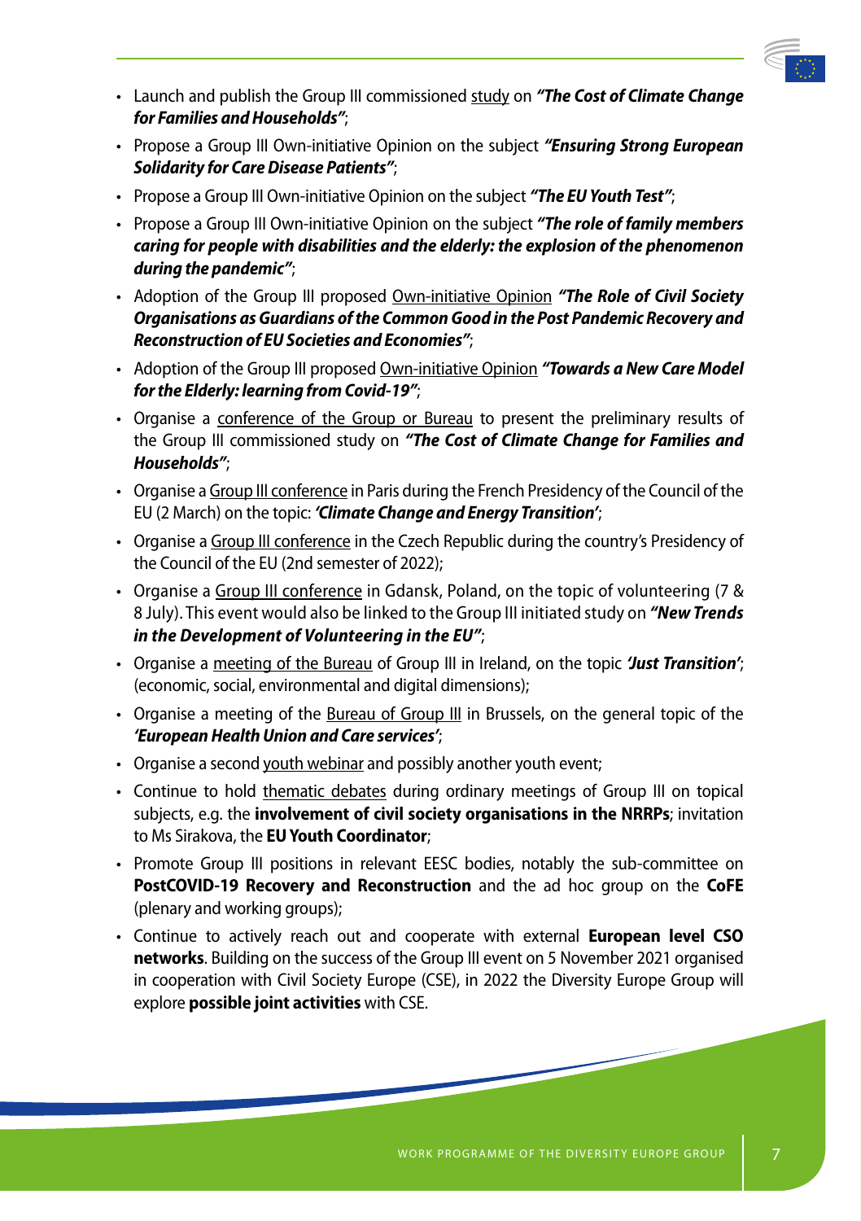- Launch and publish the Group III commissioned study on ***"The Cost of Climate Change for Families and Households"***;
- Propose a Group III Own-initiative Opinion on the subject ***"Ensuring Strong European Solidarity for Care Disease Patients"***;
- Propose a Group III Own-initiative Opinion on the subject ***"The EU Youth Test"***;
- Propose a Group III Own-initiative Opinion on the subject ***"The role of family members caring for people with disabilities and the elderly: the explosion of the phenomenon during the pandemic"***;
- Adoption of the Group III proposed Own-initiative Opinion ***"The Role of Civil Society Organisations as Guardians of the Common Good in the Post Pandemic Recovery and Reconstruction of EU Societies and Economies"***;
- Adoption of the Group III proposed Own-initiative Opinion ***"Towards a New Care Model for the Elderly: learning from Covid-19"***;
- Organise a conference of the Group or Bureau to present the preliminary results of the Group III commissioned study on ***"The Cost of Climate Change for Families and Households"***;
- Organise a Group III conference in Paris during the French Presidency of the Council of the EU (2 March) on the topic: ***'Climate Change and Energy Transition'***;
- Organise a Group III conference in the Czech Republic during the country's Presidency of the Council of the EU (2nd semester of 2022);
- Organise a Group III conference in Gdansk, Poland, on the topic of volunteering (7 & 8 July). This event would also be linked to the Group III initiated study on ***"New Trends in the Development of Volunteering in the EU"***;
- Organise a meeting of the Bureau of Group III in Ireland, on the topic ***'Just Transition'***; (economic, social, environmental and digital dimensions);
- Organise a meeting of the Bureau of Group III in Brussels, on the general topic of the ***'European Health Union and Care services'***;
- Organise a second youth webinar and possibly another youth event;
- Continue to hold thematic debates during ordinary meetings of Group III on topical subjects, e.g. the **involvement of civil society organisations in the NRRPs**; invitation to Ms Sirakova, the **EU Youth Coordinator**;
- Promote Group III positions in relevant EESC bodies, notably the sub-committee on **PostCOVID-19 Recovery and Reconstruction** and the ad hoc group on the **CoFE** (plenary and working groups);
- Continue to actively reach out and cooperate with external **European level CSO networks**. Building on the success of the Group III event on 5 November 2021 organised in cooperation with Civil Society Europe (CSE), in 2022 the Diversity Europe Group will explore **possible joint activities** with CSE.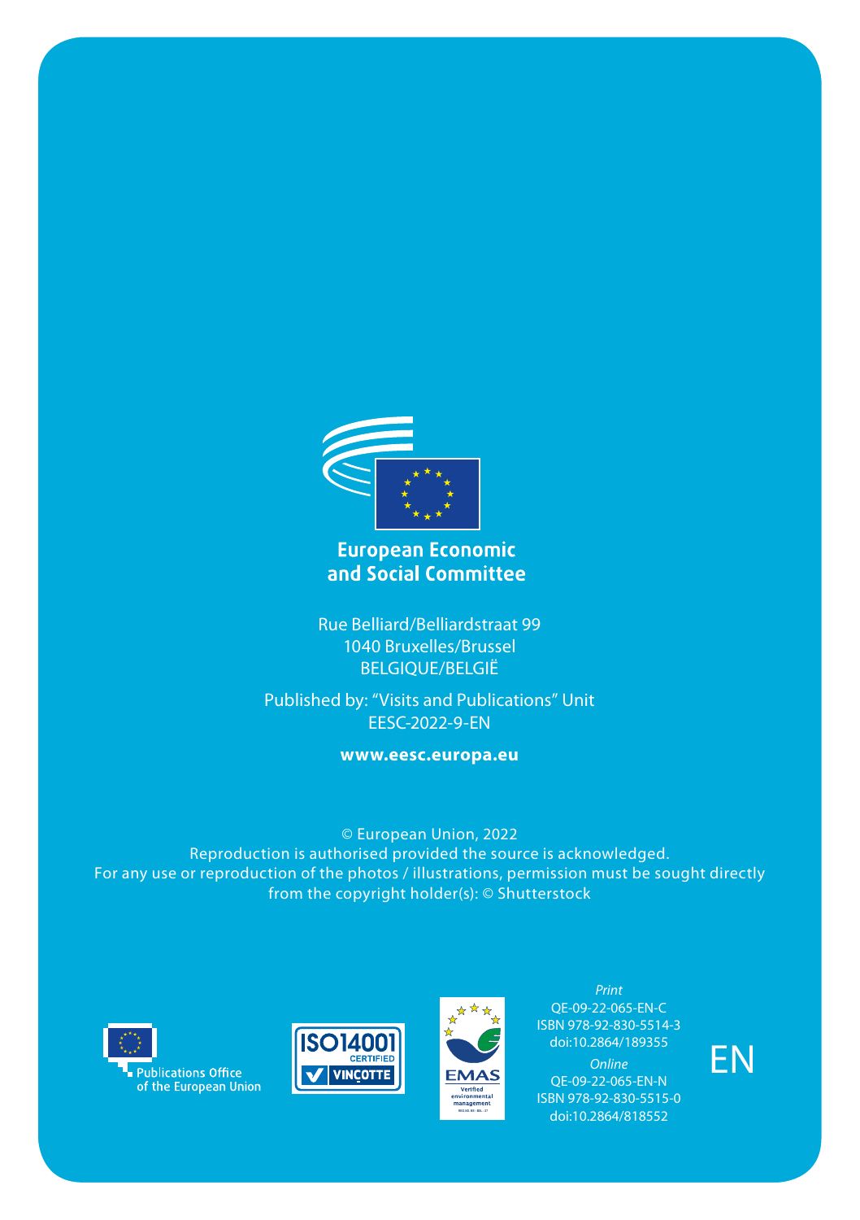**European Economic and Social Committee**

Rue Belliard/Belliardstraat 99
1040 Bruxelles/Brussel
BELGIQUE/BELGIË

Published by: "Visits and Publications" Unit
EESC-2022-9-EN

**www.eesc.europa.eu**

© European Union, 2022
Reproduction is authorised provided the source is acknowledged.
For any use or reproduction of the photos / illustrations, permission must be sought directly from the copyright holder(s): © Shutterstock

Publications Office of the European Union

ISO14001 CERTIFIED VINÇOTTE

EMAS Verified environmental management

*Print*
QE-09-22-065-EN-C
ISBN 978-92-830-5514-3
doi:10.2864/189355

*Online*
QE-09-22-065-EN-N
ISBN 978-92-830-5515-0
doi:10.2864/818552

EN